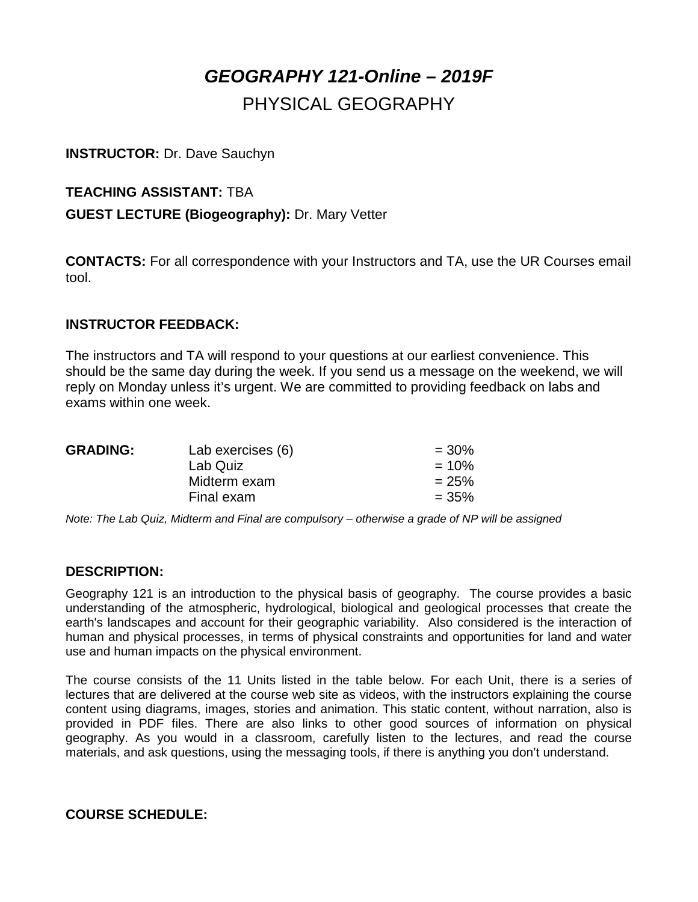# *GEOGRAPHY 121-Online – 2019F*

## PHYSICAL GEOGRAPHY

**INSTRUCTOR:** Dr. Dave Sauchyn

**TEACHING ASSISTANT:** TBA

**GUEST LECTURE (Biogeography):** Dr. Mary Vetter

**CONTACTS:** For all correspondence with your Instructors and TA, use the UR Courses email tool.

### INSTRUCTOR FEEDBACK:

The instructors and TA will respond to your questions at our earliest convenience. This should be the same day during the week. If you send us a message on the weekend, we will reply on Monday unless it's urgent. We are committed to providing feedback on labs and exams within one week.

| **GRADING:** | | |
|---|---|---|
| | Lab exercises (6) | = 30% |
| | Lab Quiz | = 10% |
| | Midterm exam | = 25% |
| | Final exam | = 35% |

*Note: The Lab Quiz, Midterm and Final are compulsory – otherwise a grade of NP will be assigned*

### DESCRIPTION:

Geography 121 is an introduction to the physical basis of geography. The course provides a basic understanding of the atmospheric, hydrological, biological and geological processes that create the earth's landscapes and account for their geographic variability. Also considered is the interaction of human and physical processes, in terms of physical constraints and opportunities for land and water use and human impacts on the physical environment.

The course consists of the 11 Units listed in the table below. For each Unit, there is a series of lectures that are delivered at the course web site as videos, with the instructors explaining the course content using diagrams, images, stories and animation. This static content, without narration, also is provided in PDF files. There are also links to other good sources of information on physical geography. As you would in a classroom, carefully listen to the lectures, and read the course materials, and ask questions, using the messaging tools, if there is anything you don't understand.

### COURSE SCHEDULE: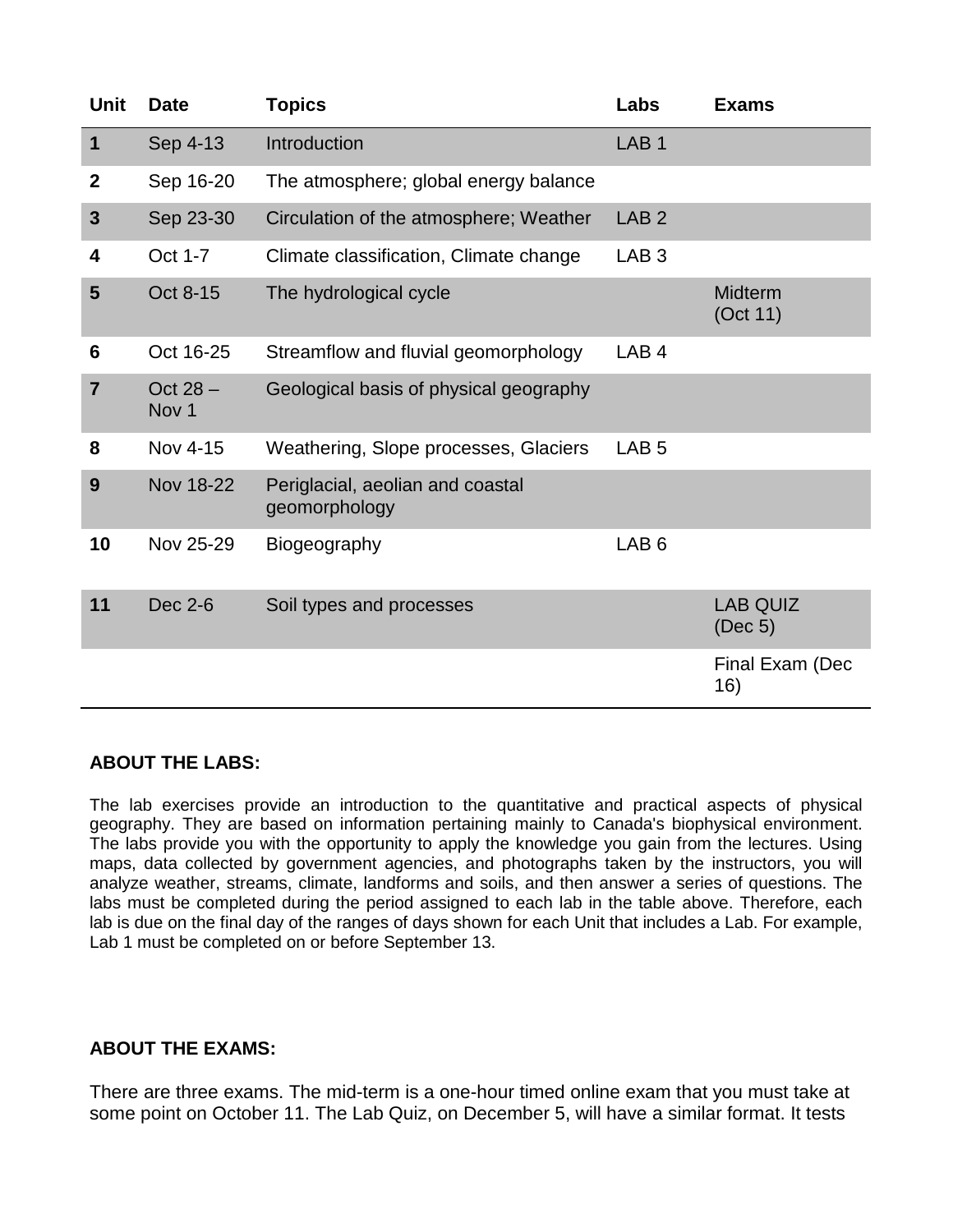| Unit | Date | Topics | Labs | Exams |
|---|---|---|---|---|
| **1** | Sep 4-13 | Introduction | LAB 1 | |
| **2** | Sep 16-20 | The atmosphere; global energy balance | | |
| **3** | Sep 23-30 | Circulation of the atmosphere; Weather | LAB 2 | |
| **4** | Oct 1-7 | Climate classification, Climate change | LAB 3 | |
| **5** | Oct 8-15 | The hydrological cycle | | Midterm (Oct 11) |
| **6** | Oct 16-25 | Streamflow and fluvial geomorphology | LAB 4 | |
| **7** | Oct 28 – Nov 1 | Geological basis of physical geography | | |
| **8** | Nov 4-15 | Weathering, Slope processes, Glaciers | LAB 5 | |
| **9** | Nov 18-22 | Periglacial, aeolian and coastal geomorphology | | |
| **10** | Nov 25-29 | Biogeography | LAB 6 | |
| **11** | Dec 2-6 | Soil types and processes | | LAB QUIZ (Dec 5) |
| | | | | Final Exam (Dec 16) |

**ABOUT THE LABS:**

The lab exercises provide an introduction to the quantitative and practical aspects of physical geography. They are based on information pertaining mainly to Canada's biophysical environment. The labs provide you with the opportunity to apply the knowledge you gain from the lectures. Using maps, data collected by government agencies, and photographs taken by the instructors, you will analyze weather, streams, climate, landforms and soils, and then answer a series of questions. The labs must be completed during the period assigned to each lab in the table above. Therefore, each lab is due on the final day of the ranges of days shown for each Unit that includes a Lab. For example, Lab 1 must be completed on or before September 13.

**ABOUT THE EXAMS:**

There are three exams. The mid-term is a one-hour timed online exam that you must take at some point on October 11. The Lab Quiz, on December 5, will have a similar format. It tests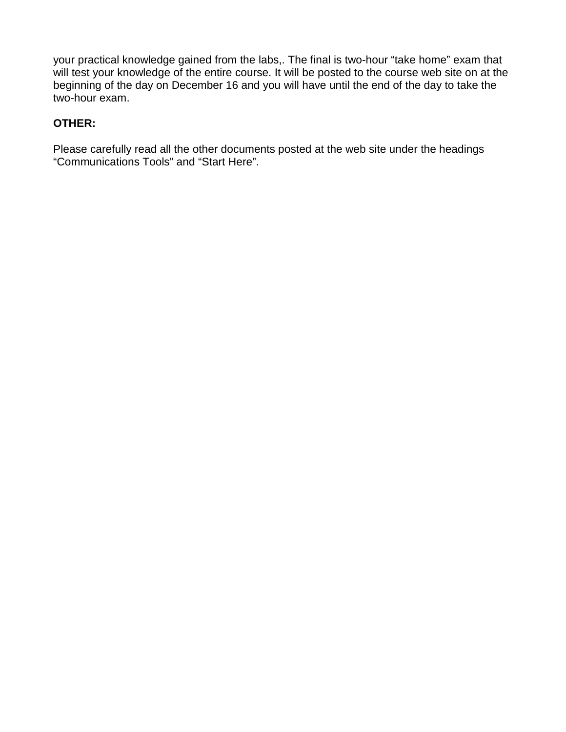your practical knowledge gained from the labs,. The final is two-hour “take home” exam that will test your knowledge of the entire course. It will be posted to the course web site on at the beginning of the day on December 16 and you will have until the end of the day to take the two-hour exam.

**OTHER:**

Please carefully read all the other documents posted at the web site under the headings “Communications Tools” and “Start Here”.